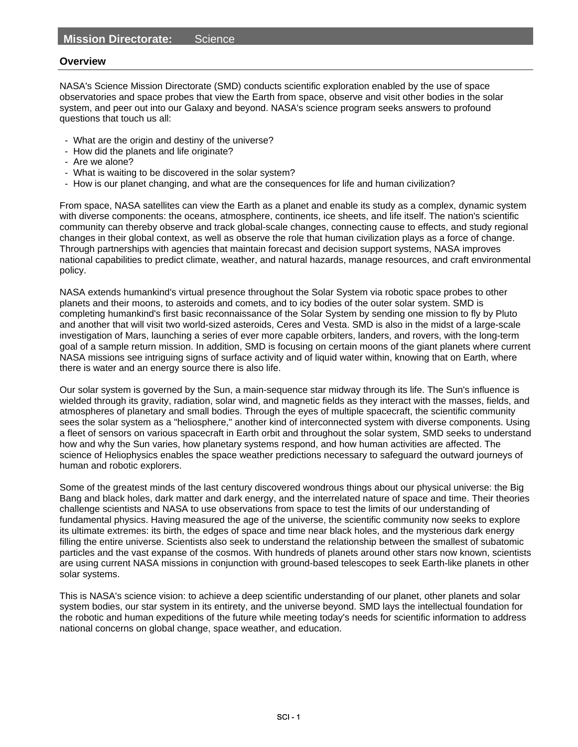# Mission Directorate: Science

## Overview

NASA's Science Mission Directorate (SMD) conducts scientific exploration enabled by the use of space observatories and space probes that view the Earth from space, observe and visit other bodies in the solar system, and peer out into our Galaxy and beyond. NASA's science program seeks answers to profound questions that touch us all:

- What are the origin and destiny of the universe?
- How did the planets and life originate?
- Are we alone?
- What is waiting to be discovered in the solar system?
- How is our planet changing, and what are the consequences for life and human civilization?

From space, NASA satellites can view the Earth as a planet and enable its study as a complex, dynamic system with diverse components: the oceans, atmosphere, continents, ice sheets, and life itself. The nation's scientific community can thereby observe and track global-scale changes, connecting cause to effects, and study regional changes in their global context, as well as observe the role that human civilization plays as a force of change. Through partnerships with agencies that maintain forecast and decision support systems, NASA improves national capabilities to predict climate, weather, and natural hazards, manage resources, and craft environmental policy.

NASA extends humankind's virtual presence throughout the Solar System via robotic space probes to other planets and their moons, to asteroids and comets, and to icy bodies of the outer solar system. SMD is completing humankind's first basic reconnaissance of the Solar System by sending one mission to fly by Pluto and another that will visit two world-sized asteroids, Ceres and Vesta. SMD is also in the midst of a large-scale investigation of Mars, launching a series of ever more capable orbiters, landers, and rovers, with the long-term goal of a sample return mission. In addition, SMD is focusing on certain moons of the giant planets where current NASA missions see intriguing signs of surface activity and of liquid water within, knowing that on Earth, where there is water and an energy source there is also life.

Our solar system is governed by the Sun, a main-sequence star midway through its life. The Sun's influence is wielded through its gravity, radiation, solar wind, and magnetic fields as they interact with the masses, fields, and atmospheres of planetary and small bodies. Through the eyes of multiple spacecraft, the scientific community sees the solar system as a "heliosphere," another kind of interconnected system with diverse components. Using a fleet of sensors on various spacecraft in Earth orbit and throughout the solar system, SMD seeks to understand how and why the Sun varies, how planetary systems respond, and how human activities are affected. The science of Heliophysics enables the space weather predictions necessary to safeguard the outward journeys of human and robotic explorers.

Some of the greatest minds of the last century discovered wondrous things about our physical universe: the Big Bang and black holes, dark matter and dark energy, and the interrelated nature of space and time. Their theories challenge scientists and NASA to use observations from space to test the limits of our understanding of fundamental physics. Having measured the age of the universe, the scientific community now seeks to explore its ultimate extremes: its birth, the edges of space and time near black holes, and the mysterious dark energy filling the entire universe. Scientists also seek to understand the relationship between the smallest of subatomic particles and the vast expanse of the cosmos. With hundreds of planets around other stars now known, scientists are using current NASA missions in conjunction with ground-based telescopes to seek Earth-like planets in other solar systems.

This is NASA's science vision: to achieve a deep scientific understanding of our planet, other planets and solar system bodies, our star system in its entirety, and the universe beyond. SMD lays the intellectual foundation for the robotic and human expeditions of the future while meeting today's needs for scientific information to address national concerns on global change, space weather, and education.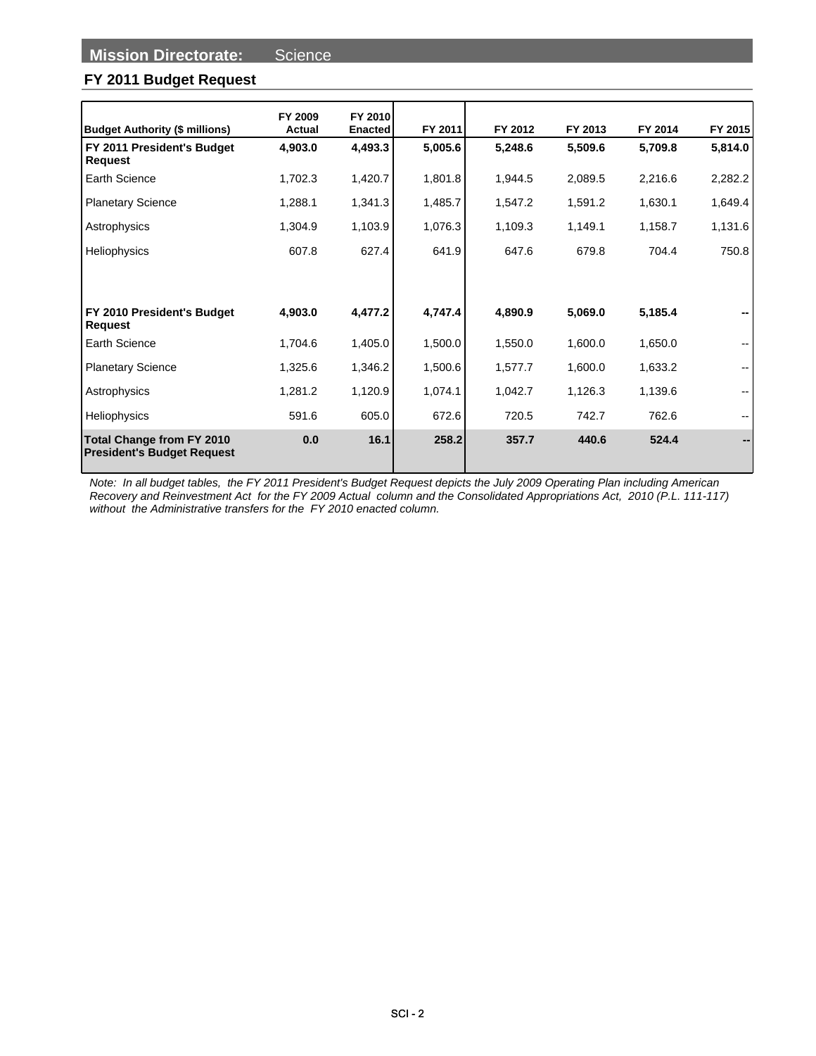# Mission Directorate: Science

## FY 2011 Budget Request

| Budget Authority ($ millions) | FY 2009 Actual | FY 2010 Enacted | FY 2011 | FY 2012 | FY 2013 | FY 2014 | FY 2015 |
|---|---|---|---|---|---|---|---|
| **FY 2011 President's Budget Request** | **4,903.0** | **4,493.3** | **5,005.6** | **5,248.6** | **5,509.6** | **5,709.8** | **5,814.0** |
| Earth Science | 1,702.3 | 1,420.7 | 1,801.8 | 1,944.5 | 2,089.5 | 2,216.6 | 2,282.2 |
| Planetary Science | 1,288.1 | 1,341.3 | 1,485.7 | 1,547.2 | 1,591.2 | 1,630.1 | 1,649.4 |
| Astrophysics | 1,304.9 | 1,103.9 | 1,076.3 | 1,109.3 | 1,149.1 | 1,158.7 | 1,131.6 |
| Heliophysics | 607.8 | 627.4 | 641.9 | 647.6 | 679.8 | 704.4 | 750.8 |
| | | | | | | | |
| **FY 2010 President's Budget Request** | **4,903.0** | **4,477.2** | **4,747.4** | **4,890.9** | **5,069.0** | **5,185.4** | **--** |
| Earth Science | 1,704.6 | 1,405.0 | 1,500.0 | 1,550.0 | 1,600.0 | 1,650.0 | -- |
| Planetary Science | 1,325.6 | 1,346.2 | 1,500.6 | 1,577.7 | 1,600.0 | 1,633.2 | -- |
| Astrophysics | 1,281.2 | 1,120.9 | 1,074.1 | 1,042.7 | 1,126.3 | 1,139.6 | -- |
| Heliophysics | 591.6 | 605.0 | 672.6 | 720.5 | 742.7 | 762.6 | -- |
| **Total Change from FY 2010 President's Budget Request** | **0.0** | **16.1** | **258.2** | **357.7** | **440.6** | **524.4** | **--** |

*Note: In all budget tables, the FY 2011 President's Budget Request depicts the July 2009 Operating Plan including American Recovery and Reinvestment Act for the FY 2009 Actual column and the Consolidated Appropriations Act, 2010 (P.L. 111-117) without the Administrative transfers for the FY 2010 enacted column.*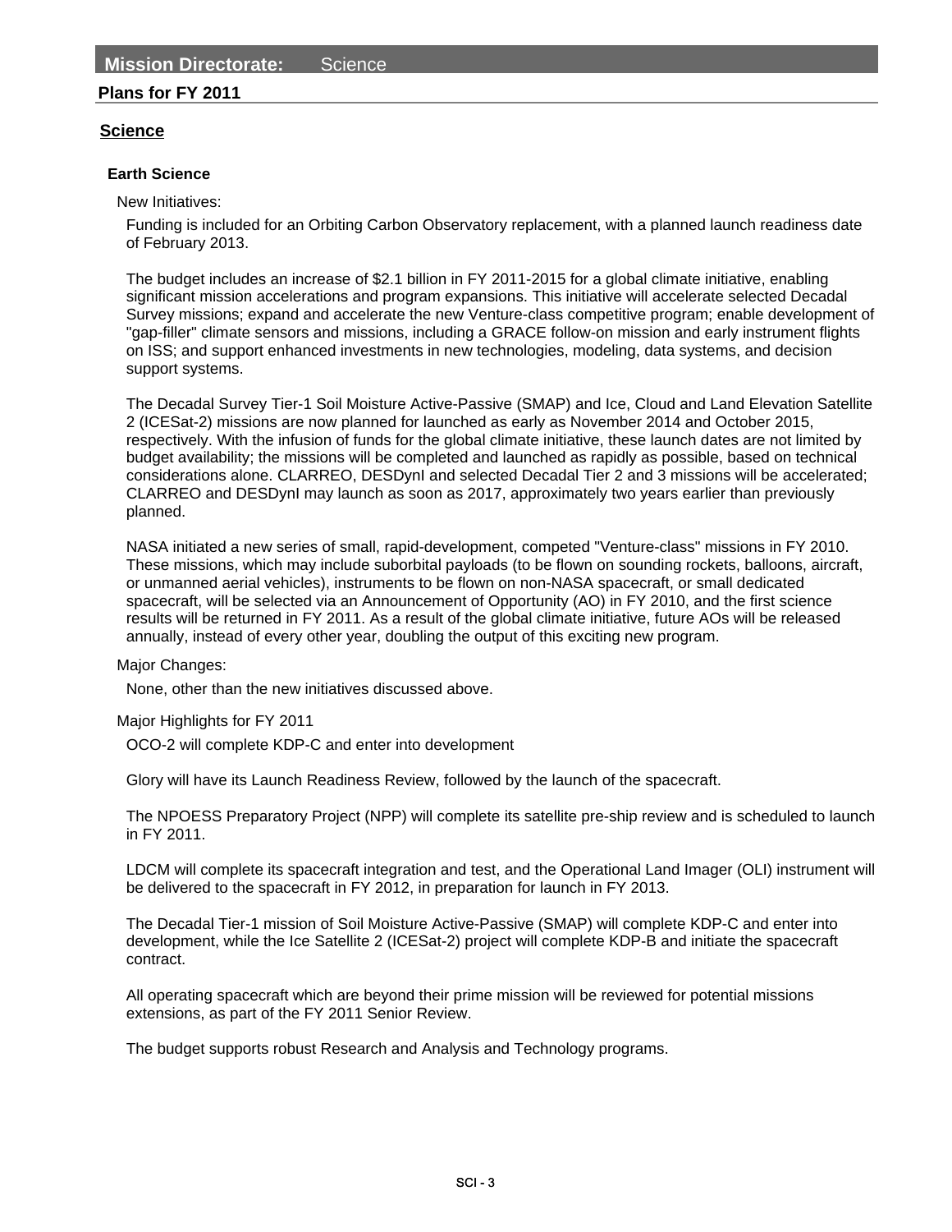**Mission Directorate:** Science

## Plans for FY 2011

## Science

### Earth Science

New Initiatives:

Funding is included for an Orbiting Carbon Observatory replacement, with a planned launch readiness date of February 2013.

The budget includes an increase of $2.1 billion in FY 2011-2015 for a global climate initiative, enabling significant mission accelerations and program expansions. This initiative will accelerate selected Decadal Survey missions; expand and accelerate the new Venture-class competitive program; enable development of "gap-filler" climate sensors and missions, including a GRACE follow-on mission and early instrument flights on ISS; and support enhanced investments in new technologies, modeling, data systems, and decision support systems.

The Decadal Survey Tier-1 Soil Moisture Active-Passive (SMAP) and Ice, Cloud and Land Elevation Satellite 2 (ICESat-2) missions are now planned for launched as early as November 2014 and October 2015, respectively. With the infusion of funds for the global climate initiative, these launch dates are not limited by budget availability; the missions will be completed and launched as rapidly as possible, based on technical considerations alone. CLARREO, DESDynI and selected Decadal Tier 2 and 3 missions will be accelerated; CLARREO and DESDynI may launch as soon as 2017, approximately two years earlier than previously planned.

NASA initiated a new series of small, rapid-development, competed "Venture-class" missions in FY 2010. These missions, which may include suborbital payloads (to be flown on sounding rockets, balloons, aircraft, or unmanned aerial vehicles), instruments to be flown on non-NASA spacecraft, or small dedicated spacecraft, will be selected via an Announcement of Opportunity (AO) in FY 2010, and the first science results will be returned in FY 2011. As a result of the global climate initiative, future AOs will be released annually, instead of every other year, doubling the output of this exciting new program.

Major Changes:

None, other than the new initiatives discussed above.

Major Highlights for FY 2011

OCO-2 will complete KDP-C and enter into development

Glory will have its Launch Readiness Review, followed by the launch of the spacecraft.

The NPOESS Preparatory Project (NPP) will complete its satellite pre-ship review and is scheduled to launch in FY 2011.

LDCM will complete its spacecraft integration and test, and the Operational Land Imager (OLI) instrument will be delivered to the spacecraft in FY 2012, in preparation for launch in FY 2013.

The Decadal Tier-1 mission of Soil Moisture Active-Passive (SMAP) will complete KDP-C and enter into development, while the Ice Satellite 2 (ICESat-2) project will complete KDP-B and initiate the spacecraft contract.

All operating spacecraft which are beyond their prime mission will be reviewed for potential missions extensions, as part of the FY 2011 Senior Review.

The budget supports robust Research and Analysis and Technology programs.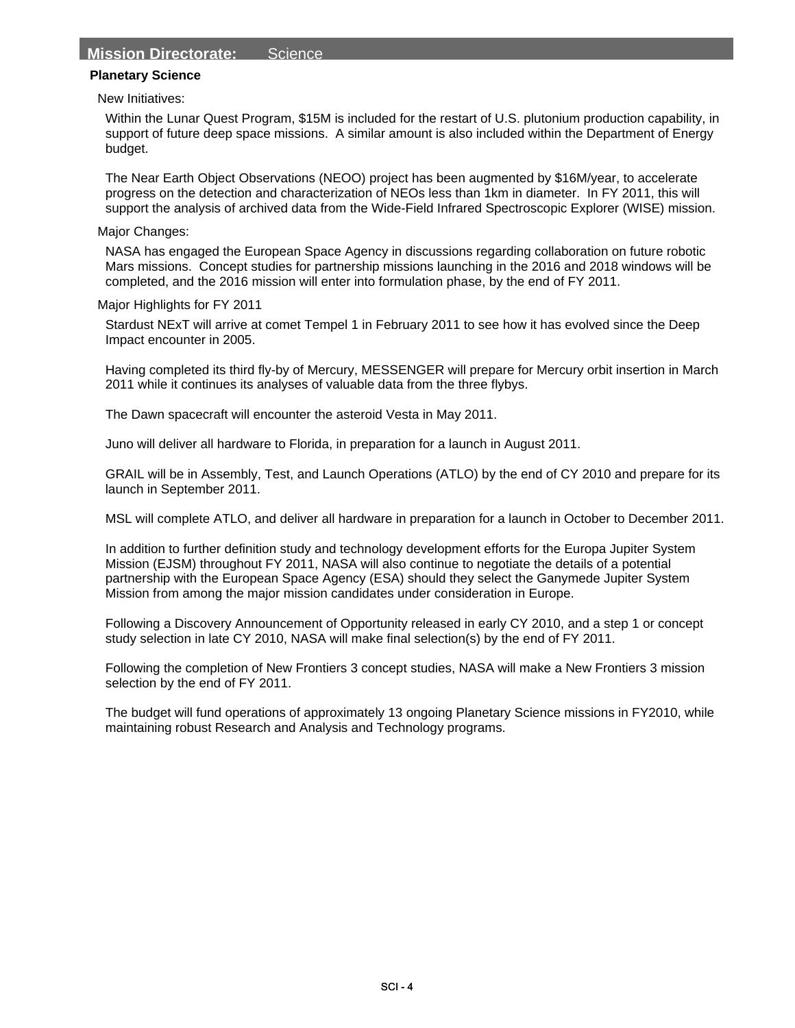## Mission Directorate: Science

### Planetary Science

New Initiatives:

Within the Lunar Quest Program, $15M is included for the restart of U.S. plutonium production capability, in support of future deep space missions. A similar amount is also included within the Department of Energy budget.

The Near Earth Object Observations (NEOO) project has been augmented by $16M/year, to accelerate progress on the detection and characterization of NEOs less than 1km in diameter. In FY 2011, this will support the analysis of archived data from the Wide-Field Infrared Spectroscopic Explorer (WISE) mission.

Major Changes:

NASA has engaged the European Space Agency in discussions regarding collaboration on future robotic Mars missions. Concept studies for partnership missions launching in the 2016 and 2018 windows will be completed, and the 2016 mission will enter into formulation phase, by the end of FY 2011.

Major Highlights for FY 2011

Stardust NExT will arrive at comet Tempel 1 in February 2011 to see how it has evolved since the Deep Impact encounter in 2005.

Having completed its third fly-by of Mercury, MESSENGER will prepare for Mercury orbit insertion in March 2011 while it continues its analyses of valuable data from the three flybys.

The Dawn spacecraft will encounter the asteroid Vesta in May 2011.

Juno will deliver all hardware to Florida, in preparation for a launch in August 2011.

GRAIL will be in Assembly, Test, and Launch Operations (ATLO) by the end of CY 2010 and prepare for its launch in September 2011.

MSL will complete ATLO, and deliver all hardware in preparation for a launch in October to December 2011.

In addition to further definition study and technology development efforts for the Europa Jupiter System Mission (EJSM) throughout FY 2011, NASA will also continue to negotiate the details of a potential partnership with the European Space Agency (ESA) should they select the Ganymede Jupiter System Mission from among the major mission candidates under consideration in Europe.

Following a Discovery Announcement of Opportunity released in early CY 2010, and a step 1 or concept study selection in late CY 2010, NASA will make final selection(s) by the end of FY 2011.

Following the completion of New Frontiers 3 concept studies, NASA will make a New Frontiers 3 mission selection by the end of FY 2011.

The budget will fund operations of approximately 13 ongoing Planetary Science missions in FY2010, while maintaining robust Research and Analysis and Technology programs.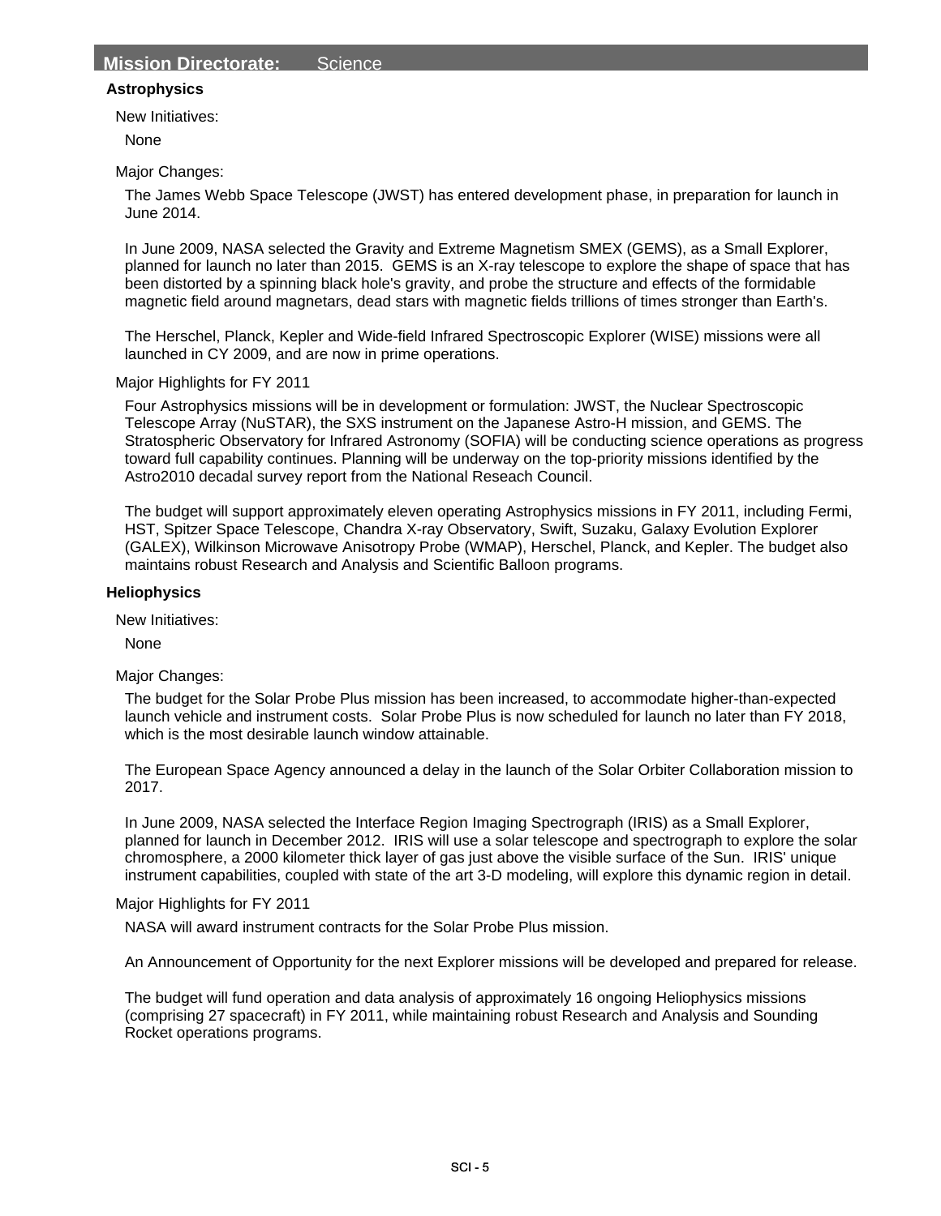## Mission Directorate: Science

### Astrophysics

New Initiatives:

None

Major Changes:

The James Webb Space Telescope (JWST) has entered development phase, in preparation for launch in June 2014.

In June 2009, NASA selected the Gravity and Extreme Magnetism SMEX (GEMS), as a Small Explorer, planned for launch no later than 2015. GEMS is an X-ray telescope to explore the shape of space that has been distorted by a spinning black hole's gravity, and probe the structure and effects of the formidable magnetic field around magnetars, dead stars with magnetic fields trillions of times stronger than Earth's.

The Herschel, Planck, Kepler and Wide-field Infrared Spectroscopic Explorer (WISE) missions were all launched in CY 2009, and are now in prime operations.

Major Highlights for FY 2011

Four Astrophysics missions will be in development or formulation: JWST, the Nuclear Spectroscopic Telescope Array (NuSTAR), the SXS instrument on the Japanese Astro-H mission, and GEMS. The Stratospheric Observatory for Infrared Astronomy (SOFIA) will be conducting science operations as progress toward full capability continues. Planning will be underway on the top-priority missions identified by the Astro2010 decadal survey report from the National Reseach Council.

The budget will support approximately eleven operating Astrophysics missions in FY 2011, including Fermi, HST, Spitzer Space Telescope, Chandra X-ray Observatory, Swift, Suzaku, Galaxy Evolution Explorer (GALEX), Wilkinson Microwave Anisotropy Probe (WMAP), Herschel, Planck, and Kepler. The budget also maintains robust Research and Analysis and Scientific Balloon programs.

### Heliophysics

New Initiatives:

None

Major Changes:

The budget for the Solar Probe Plus mission has been increased, to accommodate higher-than-expected launch vehicle and instrument costs. Solar Probe Plus is now scheduled for launch no later than FY 2018, which is the most desirable launch window attainable.

The European Space Agency announced a delay in the launch of the Solar Orbiter Collaboration mission to 2017.

In June 2009, NASA selected the Interface Region Imaging Spectrograph (IRIS) as a Small Explorer, planned for launch in December 2012. IRIS will use a solar telescope and spectrograph to explore the solar chromosphere, a 2000 kilometer thick layer of gas just above the visible surface of the Sun. IRIS' unique instrument capabilities, coupled with state of the art 3-D modeling, will explore this dynamic region in detail.

Major Highlights for FY 2011

NASA will award instrument contracts for the Solar Probe Plus mission.

An Announcement of Opportunity for the next Explorer missions will be developed and prepared for release.

The budget will fund operation and data analysis of approximately 16 ongoing Heliophysics missions (comprising 27 spacecraft) in FY 2011, while maintaining robust Research and Analysis and Sounding Rocket operations programs.